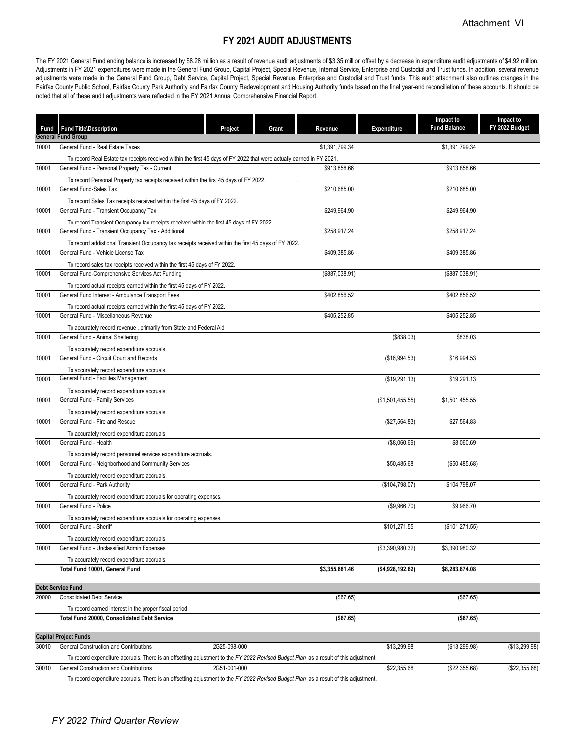Attachment VI

# FY 2021 AUDIT ADJUSTMENTS

The FY 2021 General Fund ending balance is increased by $8.28 million as a result of revenue audit adjustments of $3.35 million offset by a decrease in expenditure audit adjustments of $4.92 million. Adjustments in FY 2021 expenditures were made in the General Fund Group, Capital Project, Special Revenue, Internal Service, Enterprise and Custodial and Trust funds. In addition, several revenue adjustments were made in the General Fund Group, Debt Service, Capital Project, Special Revenue, Enterprise and Custodial and Trust funds. This audit attachment also outlines changes in the Fairfax County Public School, Fairfax County Park Authority and Fairfax County Redevelopment and Housing Authority funds based on the final year-end reconciliation of these accounts. It should be noted that all of these audit adjustments were reflected in the FY 2021 Annual Comprehensive Financial Report.

| Fund | Fund Title\Description | Project | Grant | Revenue | Expenditure | Impact to Fund Balance | Impact to FY 2022 Budget |
|---|---|---|---|---|---|---|---|
| **General Fund Group** | | | | | | | |
| 10001 | General Fund - Real Estate Taxes | | | $1,391,799.34 | | $1,391,799.34 | |
| | To record Real Estate tax receipts received within the first 45 days of FY 2022 that were actually earned in FY 2021. | | | | | | |
| 10001 | General Fund - Personal Property Tax - Current | | | $913,858.66 | | $913,858.66 | |
| | To record Personal Property tax receipts received within the first 45 days of FY 2022. | | | | | | |
| 10001 | General Fund-Sales Tax | | | $210,685.00 | | $210,685.00 | |
| | To record Sales Tax receipts received within the first 45 days of FY 2022. | | | | | | |
| 10001 | General Fund - Transient Occupancy Tax | | | $249,964.90 | | $249,964.90 | |
| | To record Transient Occupancy tax receipts received within the first 45 days of FY 2022. | | | | | | |
| 10001 | General Fund - Transient Occupancy Tax - Additional | | | $258,917.24 | | $258,917.24 | |
| | To record addistional Transient Occupancy tax receipts received within the first 45 days of FY 2022. | | | | | | |
| 10001 | General Fund - Vehicle License Tax | | | $409,385.86 | | $409,385.86 | |
| | To record sales tax receipts received within the first 45 days of FY 2022. | | | | | | |
| 10001 | General Fund-Comprehensive Services Act Funding | | | ($887,038.91) | | ($887,038.91) | |
| | To record actual receipts earned within the first 45 days of FY 2022. | | | | | | |
| 10001 | General Fund Interest - Ambulance Transport Fees | | | $402,856.52 | | $402,856.52 | |
| | To record actual receipts earned within the first 45 days of FY 2022. | | | | | | |
| 10001 | General Fund - Miscellaneous Revenue | | | $405,252.85 | | $405,252.85 | |
| | To accurately record revenue , primarily from State and Federal Aid | | | | | | |
| 10001 | General Fund - Animal Sheltering | | | | ($838.03) | $838.03 | |
| | To accurately record expenditure accruals. | | | | | | |
| 10001 | General Fund - Circuit Court and Records | | | | ($16,994.53) | $16,994.53 | |
| | To accurately record expenditure accruals. | | | | | | |
| 10001 | General Fund - Facilites Management | | | | ($19,291.13) | $19,291.13 | |
| | To accurately record expenditure accruals. | | | | | | |
| 10001 | General Fund - Family Services | | | | ($1,501,455.55) | $1,501,455.55 | |
| | To accurately record expenditure accruals. | | | | | | |
| 10001 | General Fund - Fire and Rescue | | | | ($27,564.83) | $27,564.83 | |
| | To accurately record expenditure accruals. | | | | | | |
| 10001 | General Fund - Health | | | | ($8,060.69) | $8,060.69 | |
| | To accurately record personnel services expenditure accruals. | | | | | | |
| 10001 | General Fund - Neighborhood and Community Services | | | | $50,485.68 | ($50,485.68) | |
| | To accurately record expenditure accruals. | | | | | | |
| 10001 | General Fund - Park Authority | | | | ($104,798.07) | $104,798.07 | |
| | To accurately record expenditure accruals for operating expenses. | | | | | | |
| 10001 | General Fund - Police | | | | ($9,966.70) | $9,966.70 | |
| | To accurately record expenditure accruals for operating expenses. | | | | | | |
| 10001 | General Fund - Sheriff | | | | $101,271.55 | ($101,271.55) | |
| | To accurately record expenditure accruals. | | | | | | |
| 10001 | General Fund - Unclassified Admin Expenses | | | | ($3,390,980.32) | $3,390,980.32 | |
| | To accurately record expenditure accruals. | | | | | | |
| | **Total Fund 10001, General Fund** | | | **$3,355,681.46** | **($4,928,192.62)** | **$8,283,874.08** | |
| **Debt Service Fund** | | | | | | | |
| 20000 | Consolidated Debt Service | | | ($67.65) | | ($67.65) | |
| | To record earned interest in the proper fiscal period. | | | | | | |
| | **Total Fund 20000, Consolidated Debt Service** | | | **($67.65)** | | **($67.65)** | |
| **Capital Project Funds** | | | | | | | |
| 30010 | General Construction and Contributions | 2G25-098-000 | | | $13,299.98 | ($13,299.98) | ($13,299.98) |
| | To record expenditure accruals. There is an offsetting adjustment to the *FY 2022 Revised Budget Plan* as a result of this adjustment. | | | | | | |
| 30010 | General Construction and Contributions | 2G51-001-000 | | | $22,355.68 | ($22,355.68) | ($22,355.68) |
| | To record expenditure accruals. There is an offsetting adjustment to the *FY 2022 Revised Budget Plan* as a result of this adjustment. | | | | | | |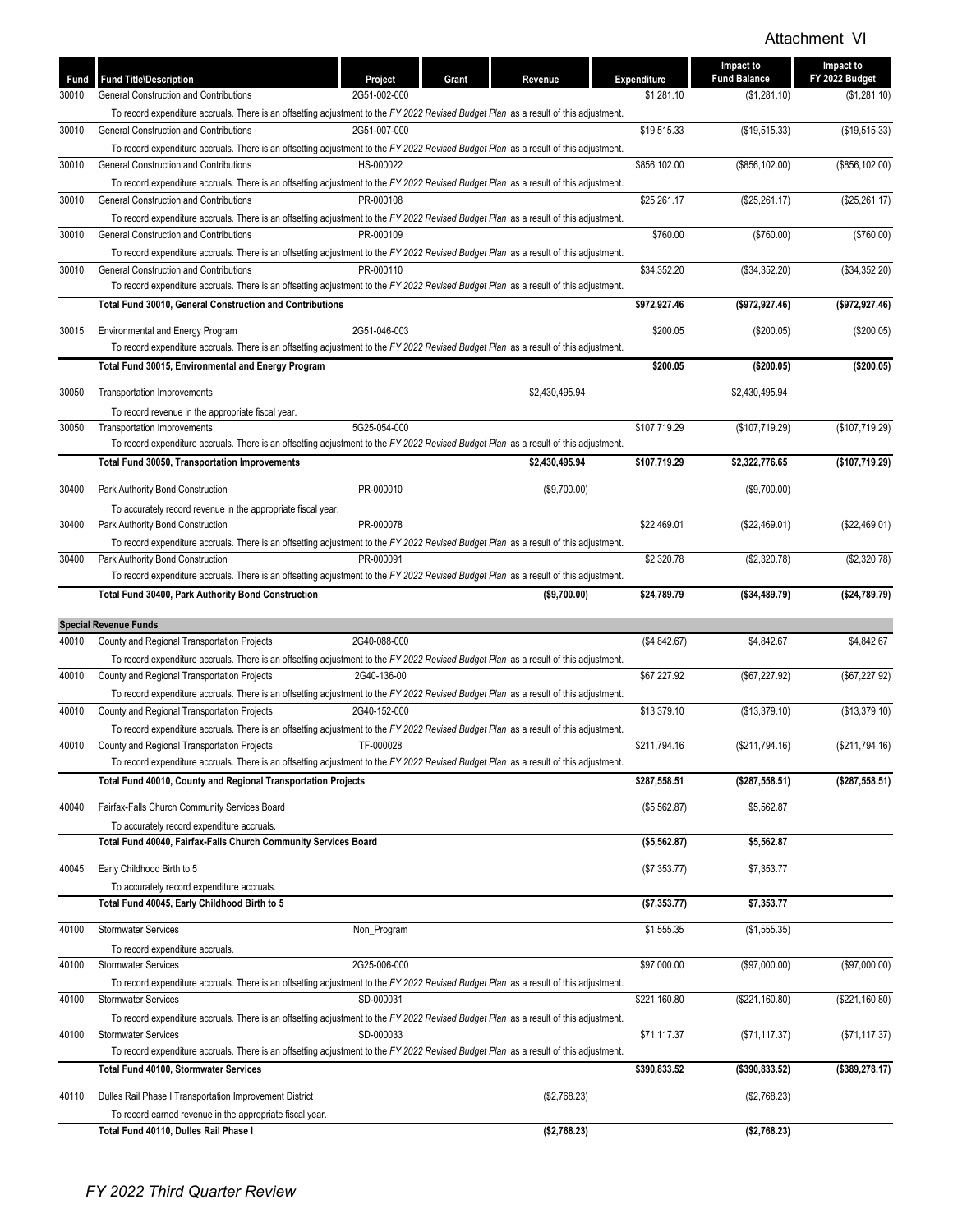Attachment VI

| Fund | Fund Title\Description | Project | Grant | Revenue | Expenditure | Impact to Fund Balance | Impact to FY 2022 Budget |
|---|---|---|---|---|---|---|---|
| 30010 | General Construction and Contributions | 2G51-002-000 | | | $1,281.10 | ($1,281.10) | ($1,281.10) |
| | To record expenditure accruals. There is an offsetting adjustment to the *FY 2022 Revised Budget Plan* as a result of this adjustment. | | | | | | |
| 30010 | General Construction and Contributions | 2G51-007-000 | | | $19,515.33 | ($19,515.33) | ($19,515.33) |
| | To record expenditure accruals. There is an offsetting adjustment to the *FY 2022 Revised Budget Plan* as a result of this adjustment. | | | | | | |
| 30010 | General Construction and Contributions | HS-000022 | | | $856,102.00 | ($856,102.00) | ($856,102.00) |
| | To record expenditure accruals. There is an offsetting adjustment to the *FY 2022 Revised Budget Plan* as a result of this adjustment. | | | | | | |
| 30010 | General Construction and Contributions | PR-000108 | | | $25,261.17 | ($25,261.17) | ($25,261.17) |
| | To record expenditure accruals. There is an offsetting adjustment to the *FY 2022 Revised Budget Plan* as a result of this adjustment. | | | | | | |
| 30010 | General Construction and Contributions | PR-000109 | | | $760.00 | ($760.00) | ($760.00) |
| | To record expenditure accruals. There is an offsetting adjustment to the *FY 2022 Revised Budget Plan* as a result of this adjustment. | | | | | | |
| 30010 | General Construction and Contributions | PR-000110 | | | $34,352.20 | ($34,352.20) | ($34,352.20) |
| | To record expenditure accruals. There is an offsetting adjustment to the *FY 2022 Revised Budget Plan* as a result of this adjustment. | | | | | | |
| | **Total Fund 30010, General Construction and Contributions** | | | | **$972,927.46** | **($972,927.46)** | **($972,927.46)** |
| 30015 | Environmental and Energy Program | 2G51-046-003 | | | $200.05 | ($200.05) | ($200.05) |
| | To record expenditure accruals. There is an offsetting adjustment to the *FY 2022 Revised Budget Plan* as a result of this adjustment. | | | | | | |
| | **Total Fund 30015, Environmental and Energy Program** | | | | **$200.05** | **($200.05)** | **($200.05)** |
| 30050 | Transportation Improvements | | | $2,430,495.94 | | $2,430,495.94 | |
| | To record revenue in the appropriate fiscal year. | | | | | | |
| 30050 | Transportation Improvements | 5G25-054-000 | | | $107,719.29 | ($107,719.29) | ($107,719.29) |
| | To record expenditure accruals. There is an offsetting adjustment to the *FY 2022 Revised Budget Plan* as a result of this adjustment. | | | | | | |
| | **Total Fund 30050, Transportation Improvements** | | | **$2,430,495.94** | **$107,719.29** | **$2,322,776.65** | **($107,719.29)** |
| 30400 | Park Authority Bond Construction | PR-000010 | | ($9,700.00) | | ($9,700.00) | |
| | To accurately record revenue in the appropriate fiscal year. | | | | | | |
| 30400 | Park Authority Bond Construction | PR-000078 | | | $22,469.01 | ($22,469.01) | ($22,469.01) |
| | To record expenditure accruals. There is an offsetting adjustment to the *FY 2022 Revised Budget Plan* as a result of this adjustment. | | | | | | |
| 30400 | Park Authority Bond Construction | PR-000091 | | | $2,320.78 | ($2,320.78) | ($2,320.78) |
| | To record expenditure accruals. There is an offsetting adjustment to the *FY 2022 Revised Budget Plan* as a result of this adjustment. | | | | | | |
| | **Total Fund 30400, Park Authority Bond Construction** | | | **($9,700.00)** | **$24,789.79** | **($34,489.79)** | **($24,789.79)** |
| **Special Revenue Funds** | | | | | | | |
| 40010 | County and Regional Transportation Projects | 2G40-088-000 | | | ($4,842.67) | $4,842.67 | $4,842.67 |
| | To record expenditure accruals. There is an offsetting adjustment to the *FY 2022 Revised Budget Plan* as a result of this adjustment. | | | | | | |
| 40010 | County and Regional Transportation Projects | 2G40-136-00 | | | $67,227.92 | ($67,227.92) | ($67,227.92) |
| | To record expenditure accruals. There is an offsetting adjustment to the *FY 2022 Revised Budget Plan* as a result of this adjustment. | | | | | | |
| 40010 | County and Regional Transportation Projects | 2G40-152-000 | | | $13,379.10 | ($13,379.10) | ($13,379.10) |
| | To record expenditure accruals. There is an offsetting adjustment to the *FY 2022 Revised Budget Plan* as a result of this adjustment. | | | | | | |
| 40010 | County and Regional Transportation Projects | TF-000028 | | | $211,794.16 | ($211,794.16) | ($211,794.16) |
| | To record expenditure accruals. There is an offsetting adjustment to the *FY 2022 Revised Budget Plan* as a result of this adjustment. | | | | | | |
| | **Total Fund 40010, County and Regional Transportation Projects** | | | | **$287,558.51** | **($287,558.51)** | **($287,558.51)** |
| 40040 | Fairfax-Falls Church Community Services Board | | | | ($5,562.87) | $5,562.87 | |
| | To accurately record expenditure accruals. | | | | | | |
| | **Total Fund 40040, Fairfax-Falls Church Community Services Board** | | | | **($5,562.87)** | **$5,562.87** | |
| 40045 | Early Childhood Birth to 5 | | | | ($7,353.77) | $7,353.77 | |
| | To accurately record expenditure accruals. | | | | | | |
| | **Total Fund 40045, Early Childhood Birth to 5** | | | | **($7,353.77)** | **$7,353.77** | |
| 40100 | Stormwater Services | Non_Program | | | $1,555.35 | ($1,555.35) | |
| | To record expenditure accruals. | | | | | | |
| 40100 | Stormwater Services | 2G25-006-000 | | | $97,000.00 | ($97,000.00) | ($97,000.00) |
| | To record expenditure accruals. There is an offsetting adjustment to the *FY 2022 Revised Budget Plan* as a result of this adjustment. | | | | | | |
| 40100 | Stormwater Services | SD-000031 | | | $221,160.80 | ($221,160.80) | ($221,160.80) |
| | To record expenditure accruals. There is an offsetting adjustment to the *FY 2022 Revised Budget Plan* as a result of this adjustment. | | | | | | |
| 40100 | Stormwater Services | SD-000033 | | | $71,117.37 | ($71,117.37) | ($71,117.37) |
| | To record expenditure accruals. There is an offsetting adjustment to the *FY 2022 Revised Budget Plan* as a result of this adjustment. | | | | | | |
| | **Total Fund 40100, Stormwater Services** | | | | **$390,833.52** | **($390,833.52)** | **($389,278.17)** |
| 40110 | Dulles Rail Phase I Transportation Improvement District | | | ($2,768.23) | | ($2,768.23) | |
| | To record earned revenue in the appropriate fiscal year. | | | | | | |
| | **Total Fund 40110, Dulles Rail Phase I** | | | **($2,768.23)** | | **($2,768.23)** | |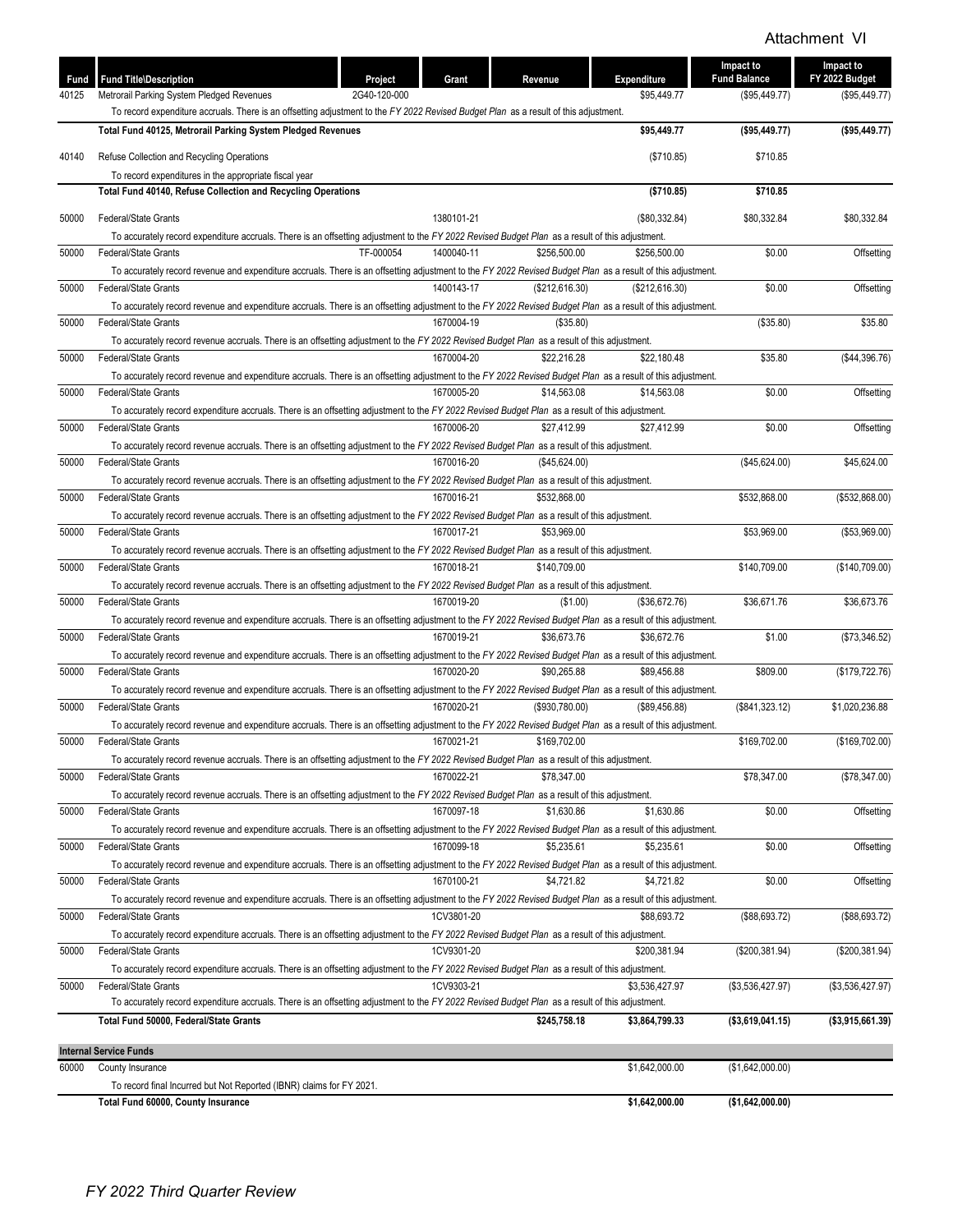Attachment VI

| Fund | Fund Title\Description | Project | Grant | Revenue | Expenditure | Impact to Fund Balance | Impact to FY 2022 Budget |
|---|---|---|---|---|---|---|---|
| 40125 | Metrorail Parking System Pledged Revenues | 2G40-120-000 | | | $95,449.77 | ($95,449.77) | ($95,449.77) |
| | To record expenditure accruals. There is an offsetting adjustment to the *FY 2022 Revised Budget Plan* as a result of this adjustment. | | | | | | |
| | **Total Fund 40125, Metrorail Parking System Pledged Revenues** | | | | **$95,449.77** | **($95,449.77)** | **($95,449.77)** |
| 40140 | Refuse Collection and Recycling Operations | | | | ($710.85) | $710.85 | |
| | To record expenditures in the appropriate fiscal year | | | | | | |
| | **Total Fund 40140, Refuse Collection and Recycling Operations** | | | | **($710.85)** | **$710.85** | |
| 50000 | Federal/State Grants | | 1380101-21 | | ($80,332.84) | $80,332.84 | $80,332.84 |
| | To accurately record expenditure accruals. There is an offsetting adjustment to the *FY 2022 Revised Budget Plan* as a result of this adjustment. | | | | | | |
| 50000 | Federal/State Grants | TF-000054 | 1400040-11 | $256,500.00 | $256,500.00 | $0.00 | Offsetting |
| | To accurately record revenue and expenditure accruals. There is an offsetting adjustment to the *FY 2022 Revised Budget Plan* as a result of this adjustment. | | | | | | |
| 50000 | Federal/State Grants | | 1400143-17 | ($212,616.30) | ($212,616.30) | $0.00 | Offsetting |
| | To accurately record revenue and expenditure accruals. There is an offsetting adjustment to the *FY 2022 Revised Budget Plan* as a result of this adjustment. | | | | | | |
| 50000 | Federal/State Grants | | 1670004-19 | ($35.80) | | ($35.80) | $35.80 |
| | To accurately record revenue accruals. There is an offsetting adjustment to the *FY 2022 Revised Budget Plan* as a result of this adjustment. | | | | | | |
| 50000 | Federal/State Grants | | 1670004-20 | $22,216.28 | $22,180.48 | $35.80 | ($44,396.76) |
| | To accurately record revenue and expenditure accruals. There is an offsetting adjustment to the *FY 2022 Revised Budget Plan* as a result of this adjustment. | | | | | | |
| 50000 | Federal/State Grants | | 1670005-20 | $14,563.08 | $14,563.08 | $0.00 | Offsetting |
| | To accurately record expenditure accruals. There is an offsetting adjustment to the *FY 2022 Revised Budget Plan* as a result of this adjustment. | | | | | | |
| 50000 | Federal/State Grants | | 1670006-20 | $27,412.99 | $27,412.99 | $0.00 | Offsetting |
| | To accurately record revenue accruals. There is an offsetting adjustment to the *FY 2022 Revised Budget Plan* as a result of this adjustment. | | | | | | |
| 50000 | Federal/State Grants | | 1670016-20 | ($45,624.00) | | ($45,624.00) | $45,624.00 |
| | To accurately record revenue accruals. There is an offsetting adjustment to the *FY 2022 Revised Budget Plan* as a result of this adjustment. | | | | | | |
| 50000 | Federal/State Grants | | 1670016-21 | $532,868.00 | | $532,868.00 | ($532,868.00) |
| | To accurately record revenue accruals. There is an offsetting adjustment to the *FY 2022 Revised Budget Plan* as a result of this adjustment. | | | | | | |
| 50000 | Federal/State Grants | | 1670017-21 | $53,969.00 | | $53,969.00 | ($53,969.00) |
| | To accurately record revenue accruals. There is an offsetting adjustment to the *FY 2022 Revised Budget Plan* as a result of this adjustment. | | | | | | |
| 50000 | Federal/State Grants | | 1670018-21 | $140,709.00 | | $140,709.00 | ($140,709.00) |
| | To accurately record revenue accruals. There is an offsetting adjustment to the *FY 2022 Revised Budget Plan* as a result of this adjustment. | | | | | | |
| 50000 | Federal/State Grants | | 1670019-20 | ($1.00) | ($36,672.76) | $36,671.76 | $36,673.76 |
| | To accurately record revenue and expenditure accruals. There is an offsetting adjustment to the *FY 2022 Revised Budget Plan* as a result of this adjustment. | | | | | | |
| 50000 | Federal/State Grants | | 1670019-21 | $36,673.76 | $36,672.76 | $1.00 | ($73,346.52) |
| | To accurately record revenue and expenditure accruals. There is an offsetting adjustment to the *FY 2022 Revised Budget Plan* as a result of this adjustment. | | | | | | |
| 50000 | Federal/State Grants | | 1670020-20 | $90,265.88 | $89,456.88 | $809.00 | ($179,722.76) |
| | To accurately record revenue and expenditure accruals. There is an offsetting adjustment to the *FY 2022 Revised Budget Plan* as a result of this adjustment. | | | | | | |
| 50000 | Federal/State Grants | | 1670020-21 | ($930,780.00) | ($89,456.88) | ($841,323.12) | $1,020,236.88 |
| | To accurately record revenue and expenditure accruals. There is an offsetting adjustment to the *FY 2022 Revised Budget Plan* as a result of this adjustment. | | | | | | |
| 50000 | Federal/State Grants | | 1670021-21 | $169,702.00 | | $169,702.00 | ($169,702.00) |
| | To accurately record revenue accruals. There is an offsetting adjustment to the *FY 2022 Revised Budget Plan* as a result of this adjustment. | | | | | | |
| 50000 | Federal/State Grants | | 1670022-21 | $78,347.00 | | $78,347.00 | ($78,347.00) |
| | To accurately record revenue accruals. There is an offsetting adjustment to the *FY 2022 Revised Budget Plan* as a result of this adjustment. | | | | | | |
| 50000 | Federal/State Grants | | 1670097-18 | $1,630.86 | $1,630.86 | $0.00 | Offsetting |
| | To accurately record revenue and expenditure accruals. There is an offsetting adjustment to the *FY 2022 Revised Budget Plan* as a result of this adjustment. | | | | | | |
| 50000 | Federal/State Grants | | 1670099-18 | $5,235.61 | $5,235.61 | $0.00 | Offsetting |
| | To accurately record revenue and expenditure accruals. There is an offsetting adjustment to the *FY 2022 Revised Budget Plan* as a result of this adjustment. | | | | | | |
| 50000 | Federal/State Grants | | 1670100-21 | $4,721.82 | $4,721.82 | $0.00 | Offsetting |
| | To accurately record revenue and expenditure accruals. There is an offsetting adjustment to the *FY 2022 Revised Budget Plan* as a result of this adjustment. | | | | | | |
| 50000 | Federal/State Grants | | 1CV3801-20 | | $88,693.72 | ($88,693.72) | ($88,693.72) |
| | To accurately record expenditure accruals. There is an offsetting adjustment to the *FY 2022 Revised Budget Plan* as a result of this adjustment. | | | | | | |
| 50000 | Federal/State Grants | | 1CV9301-20 | | $200,381.94 | ($200,381.94) | ($200,381.94) |
| | To accurately record expenditure accruals. There is an offsetting adjustment to the *FY 2022 Revised Budget Plan* as a result of this adjustment. | | | | | | |
| 50000 | Federal/State Grants | | 1CV9303-21 | | $3,536,427.97 | ($3,536,427.97) | ($3,536,427.97) |
| | To accurately record expenditure accruals. There is an offsetting adjustment to the *FY 2022 Revised Budget Plan* as a result of this adjustment. | | | | | | |
| | **Total Fund 50000, Federal/State Grants** | | | **$245,758.18** | **$3,864,799.33** | **($3,619,041.15)** | **($3,915,661.39)** |
| **Internal Service Funds** | | | | | | | |
| 60000 | County Insurance | | | | $1,642,000.00 | ($1,642,000.00) | |
| | To record final Incurred but Not Reported (IBNR) claims for FY 2021. | | | | | | |
| | **Total Fund 60000, County Insurance** | | | | **$1,642,000.00** | **($1,642,000.00)** | |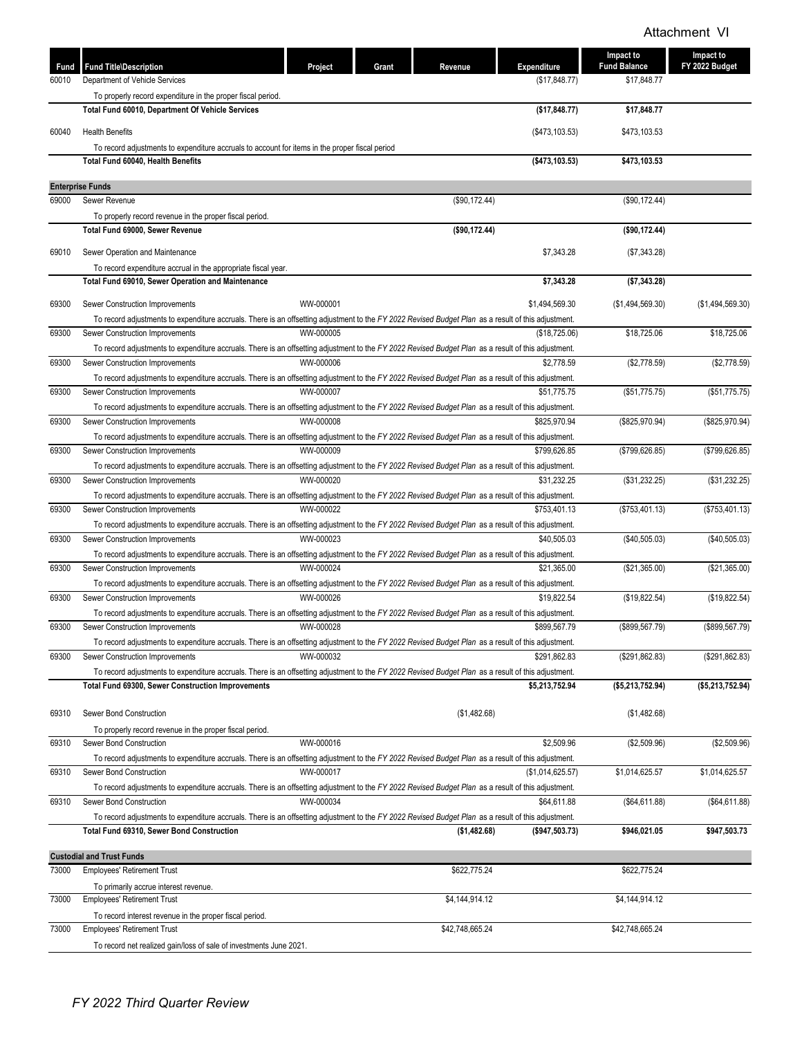Attachment VI

| Fund | Fund Title\Description | Project | Grant | Revenue | Expenditure | Impact to Fund Balance | Impact to FY 2022 Budget |
|---|---|---|---|---|---|---|---|
| 60010 | Department of Vehicle Services | | | | ($17,848.77) | $17,848.77 | |
| | To properly record expenditure in the proper fiscal period. | | | | | | |
| | **Total Fund 60010, Department Of Vehicle Services** | | | | **($17,848.77)** | **$17,848.77** | |
| 60040 | Health Benefits | | | | ($473,103.53) | $473,103.53 | |
| | To record adjustments to expenditure accruals to account for items in the proper fiscal period | | | | | | |
| | **Total Fund 60040, Health Benefits** | | | | **($473,103.53)** | **$473,103.53** | |
| | **Enterprise Funds** | | | | | | |
| 69000 | Sewer Revenue | | | ($90,172.44) | | ($90,172.44) | |
| | To properly record revenue in the proper fiscal period. | | | | | | |
| | **Total Fund 69000, Sewer Revenue** | | | **($90,172.44)** | | **($90,172.44)** | |
| 69010 | Sewer Operation and Maintenance | | | | $7,343.28 | ($7,343.28) | |
| | To record expenditure accrual in the appropriate fiscal year. | | | | | | |
| | **Total Fund 69010, Sewer Operation and Maintenance** | | | | **$7,343.28** | **($7,343.28)** | |
| 69300 | Sewer Construction Improvements | WW-000001 | | | $1,494,569.30 | ($1,494,569.30) | ($1,494,569.30) |
| | To record adjustments to expenditure accruals. There is an offsetting adjustment to the *FY 2022 Revised Budget Plan* as a result of this adjustment. | | | | | | |
| 69300 | Sewer Construction Improvements | WW-000005 | | | ($18,725.06) | $18,725.06 | $18,725.06 |
| | To record adjustments to expenditure accruals. There is an offsetting adjustment to the *FY 2022 Revised Budget Plan* as a result of this adjustment. | | | | | | |
| 69300 | Sewer Construction Improvements | WW-000006 | | | $2,778.59 | ($2,778.59) | ($2,778.59) |
| | To record adjustments to expenditure accruals. There is an offsetting adjustment to the *FY 2022 Revised Budget Plan* as a result of this adjustment. | | | | | | |
| 69300 | Sewer Construction Improvements | WW-000007 | | | $51,775.75 | ($51,775.75) | ($51,775.75) |
| | To record adjustments to expenditure accruals. There is an offsetting adjustment to the *FY 2022 Revised Budget Plan* as a result of this adjustment. | | | | | | |
| 69300 | Sewer Construction Improvements | WW-000008 | | | $825,970.94 | ($825,970.94) | ($825,970.94) |
| | To record adjustments to expenditure accruals. There is an offsetting adjustment to the *FY 2022 Revised Budget Plan* as a result of this adjustment. | | | | | | |
| 69300 | Sewer Construction Improvements | WW-000009 | | | $799,626.85 | ($799,626.85) | ($799,626.85) |
| | To record adjustments to expenditure accruals. There is an offsetting adjustment to the *FY 2022 Revised Budget Plan* as a result of this adjustment. | | | | | | |
| 69300 | Sewer Construction Improvements | WW-000020 | | | $31,232.25 | ($31,232.25) | ($31,232.25) |
| | To record adjustments to expenditure accruals. There is an offsetting adjustment to the *FY 2022 Revised Budget Plan* as a result of this adjustment. | | | | | | |
| 69300 | Sewer Construction Improvements | WW-000022 | | | $753,401.13 | ($753,401.13) | ($753,401.13) |
| | To record adjustments to expenditure accruals. There is an offsetting adjustment to the *FY 2022 Revised Budget Plan* as a result of this adjustment. | | | | | | |
| 69300 | Sewer Construction Improvements | WW-000023 | | | $40,505.03 | ($40,505.03) | ($40,505.03) |
| | To record adjustments to expenditure accruals. There is an offsetting adjustment to the *FY 2022 Revised Budget Plan* as a result of this adjustment. | | | | | | |
| 69300 | Sewer Construction Improvements | WW-000024 | | | $21,365.00 | ($21,365.00) | ($21,365.00) |
| | To record adjustments to expenditure accruals. There is an offsetting adjustment to the *FY 2022 Revised Budget Plan* as a result of this adjustment. | | | | | | |
| 69300 | Sewer Construction Improvements | WW-000026 | | | $19,822.54 | ($19,822.54) | ($19,822.54) |
| | To record adjustments to expenditure accruals. There is an offsetting adjustment to the *FY 2022 Revised Budget Plan* as a result of this adjustment. | | | | | | |
| 69300 | Sewer Construction Improvements | WW-000028 | | | $899,567.79 | ($899,567.79) | ($899,567.79) |
| | To record adjustments to expenditure accruals. There is an offsetting adjustment to the *FY 2022 Revised Budget Plan* as a result of this adjustment. | | | | | | |
| 69300 | Sewer Construction Improvements | WW-000032 | | | $291,862.83 | ($291,862.83) | ($291,862.83) |
| | To record adjustments to expenditure accruals. There is an offsetting adjustment to the *FY 2022 Revised Budget Plan* as a result of this adjustment. | | | | | | |
| | **Total Fund 69300, Sewer Construction Improvements** | | | | **$5,213,752.94** | **($5,213,752.94)** | **($5,213,752.94)** |
| 69310 | Sewer Bond Construction | | | ($1,482.68) | | ($1,482.68) | |
| | To properly record revenue in the proper fiscal period. | | | | | | |
| 69310 | Sewer Bond Construction | WW-000016 | | | $2,509.96 | ($2,509.96) | ($2,509.96) |
| | To record adjustments to expenditure accruals. There is an offsetting adjustment to the *FY 2022 Revised Budget Plan* as a result of this adjustment. | | | | | | |
| 69310 | Sewer Bond Construction | WW-000017 | | | ($1,014,625.57) | $1,014,625.57 | $1,014,625.57 |
| | To record adjustments to expenditure accruals. There is an offsetting adjustment to the *FY 2022 Revised Budget Plan* as a result of this adjustment. | | | | | | |
| 69310 | Sewer Bond Construction | WW-000034 | | | $64,611.88 | ($64,611.88) | ($64,611.88) |
| | To record adjustments to expenditure accruals. There is an offsetting adjustment to the *FY 2022 Revised Budget Plan* as a result of this adjustment. | | | | | | |
| | **Total Fund 69310, Sewer Bond Construction** | | | **($1,482.68)** | **($947,503.73)** | **$946,021.05** | **$947,503.73** |
| | **Custodial and Trust Funds** | | | | | | |
| 73000 | Employees' Retirement Trust | | | $622,775.24 | | $622,775.24 | |
| | To primarily accrue interest revenue. | | | | | | |
| 73000 | Employees' Retirement Trust | | | $4,144,914.12 | | $4,144,914.12 | |
| | To record interest revenue in the proper fiscal period. | | | | | | |
| 73000 | Employees' Retirement Trust | | | $42,748,665.24 | | $42,748,665.24 | |
| | To record net realized gain/loss of sale of investments June 2021. | | | | | | |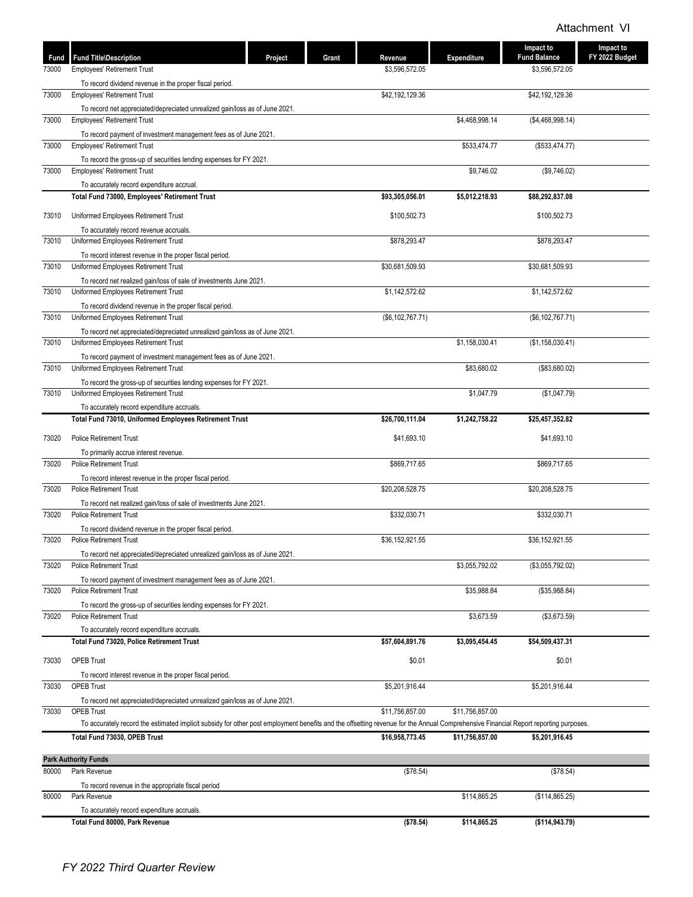Attachment VI

| Fund | Fund Title\Description | Project | Grant | Revenue | Expenditure | Impact to Fund Balance | Impact to FY 2022 Budget |
|---|---|---|---|---|---|---|---|
| 73000 | Employees' Retirement Trust | | | $3,596,572.05 | | $3,596,572.05 | |
| | To record dividend revenue in the proper fiscal period. | | | | | | |
| 73000 | Employees' Retirement Trust | | | $42,192,129.36 | | $42,192,129.36 | |
| | To record net appreciated/depreciated unrealized gain/loss as of June 2021. | | | | | | |
| 73000 | Employees' Retirement Trust | | | | $4,468,998.14 | ($4,468,998.14) | |
| | To record payment of investment management fees as of June 2021. | | | | | | |
| 73000 | Employees' Retirement Trust | | | | $533,474.77 | ($533,474.77) | |
| | To record the gross-up of securities lending expenses for FY 2021. | | | | | | |
| 73000 | Employees' Retirement Trust | | | | $9,746.02 | ($9,746.02) | |
| | To accurately record expenditure accrual. | | | | | | |
| | **Total Fund 73000, Employees' Retirement Trust** | | | **$93,305,056.01** | **$5,012,218.93** | **$88,292,837.08** | |
| 73010 | Uniformed Employees Retirement Trust | | | $100,502.73 | | $100,502.73 | |
| | To accurately record revenue accruals. | | | | | | |
| 73010 | Uniformed Employees Retirement Trust | | | $878,293.47 | | $878,293.47 | |
| | To record interest revenue in the proper fiscal period. | | | | | | |
| 73010 | Uniformed Employees Retirement Trust | | | $30,681,509.93 | | $30,681,509.93 | |
| | To record net realized gain/loss of sale of investments June 2021. | | | | | | |
| 73010 | Uniformed Employees Retirement Trust | | | $1,142,572.62 | | $1,142,572.62 | |
| | To record dividend revenue in the proper fiscal period. | | | | | | |
| 73010 | Uniformed Employees Retirement Trust | | | ($6,102,767.71) | | ($6,102,767.71) | |
| | To record net appreciated/depreciated unrealized gain/loss as of June 2021. | | | | | | |
| 73010 | Uniformed Employees Retirement Trust | | | | $1,158,030.41 | ($1,158,030.41) | |
| | To record payment of investment management fees as of June 2021. | | | | | | |
| 73010 | Uniformed Employees Retirement Trust | | | | $83,680.02 | ($83,680.02) | |
| | To record the gross-up of securities lending expenses for FY 2021. | | | | | | |
| 73010 | Uniformed Employees Retirement Trust | | | | $1,047.79 | ($1,047.79) | |
| | To accurately record expenditure accruals. | | | | | | |
| | **Total Fund 73010, Uniformed Employees Retirement Trust** | | | **$26,700,111.04** | **$1,242,758.22** | **$25,457,352.82** | |
| 73020 | Police Retirement Trust | | | $41,693.10 | | $41,693.10 | |
| | To primarily accrue interest revenue. | | | | | | |
| 73020 | Police Retirement Trust | | | $869,717.65 | | $869,717.65 | |
| | To record interest revenue in the proper fiscal period. | | | | | | |
| 73020 | Police Retirement Trust | | | $20,208,528.75 | | $20,208,528.75 | |
| | To record net realized gain/loss of sale of investments June 2021. | | | | | | |
| 73020 | Police Retirement Trust | | | $332,030.71 | | $332,030.71 | |
| | To record dividend revenue in the proper fiscal period. | | | | | | |
| 73020 | Police Retirement Trust | | | $36,152,921.55 | | $36,152,921.55 | |
| | To record net appreciated/depreciated unrealized gain/loss as of June 2021. | | | | | | |
| 73020 | Police Retirement Trust | | | | $3,055,792.02 | ($3,055,792.02) | |
| | To record payment of investment management fees as of June 2021. | | | | | | |
| 73020 | Police Retirement Trust | | | | $35,988.84 | ($35,988.84) | |
| | To record the gross-up of securities lending expenses for FY 2021. | | | | | | |
| 73020 | Police Retirement Trust | | | | $3,673.59 | ($3,673.59) | |
| | To accurately record expenditure accruals. | | | | | | |
| | **Total Fund 73020, Police Retirement Trust** | | | **$57,604,891.76** | **$3,095,454.45** | **$54,509,437.31** | |
| 73030 | OPEB Trust | | | $0.01 | | $0.01 | |
| | To record interest revenue in the proper fiscal period. | | | | | | |
| 73030 | OPEB Trust | | | $5,201,916.44 | | $5,201,916.44 | |
| | To record net appreciated/depreciated unrealized gain/loss as of June 2021. | | | | | | |
| 73030 | OPEB Trust | | | $11,756,857.00 | $11,756,857.00 | | |
| | To accurately record the estimated implicit subsidy for other post employment benefits and the offsetting revenue for the Annual Comprehensive Financial Report reporting purposes. | | | | | | |
| | **Total Fund 73030, OPEB Trust** | | | **$16,958,773.45** | **$11,756,857.00** | **$5,201,916.45** | |
| **Park Authority Funds** | | | | | | | |
| 80000 | Park Revenue | | | ($78.54) | | ($78.54) | |
| | To record revenue in the appropriate fiscal period | | | | | | |
| 80000 | Park Revenue | | | | $114,865.25 | ($114,865.25) | |
| | To accurately record expenditure accruals. | | | | | | |
| | **Total Fund 80000, Park Revenue** | | | **($78.54)** | **$114,865.25** | **($114,943.79)** | |

*FY 2022 Third Quarter Review*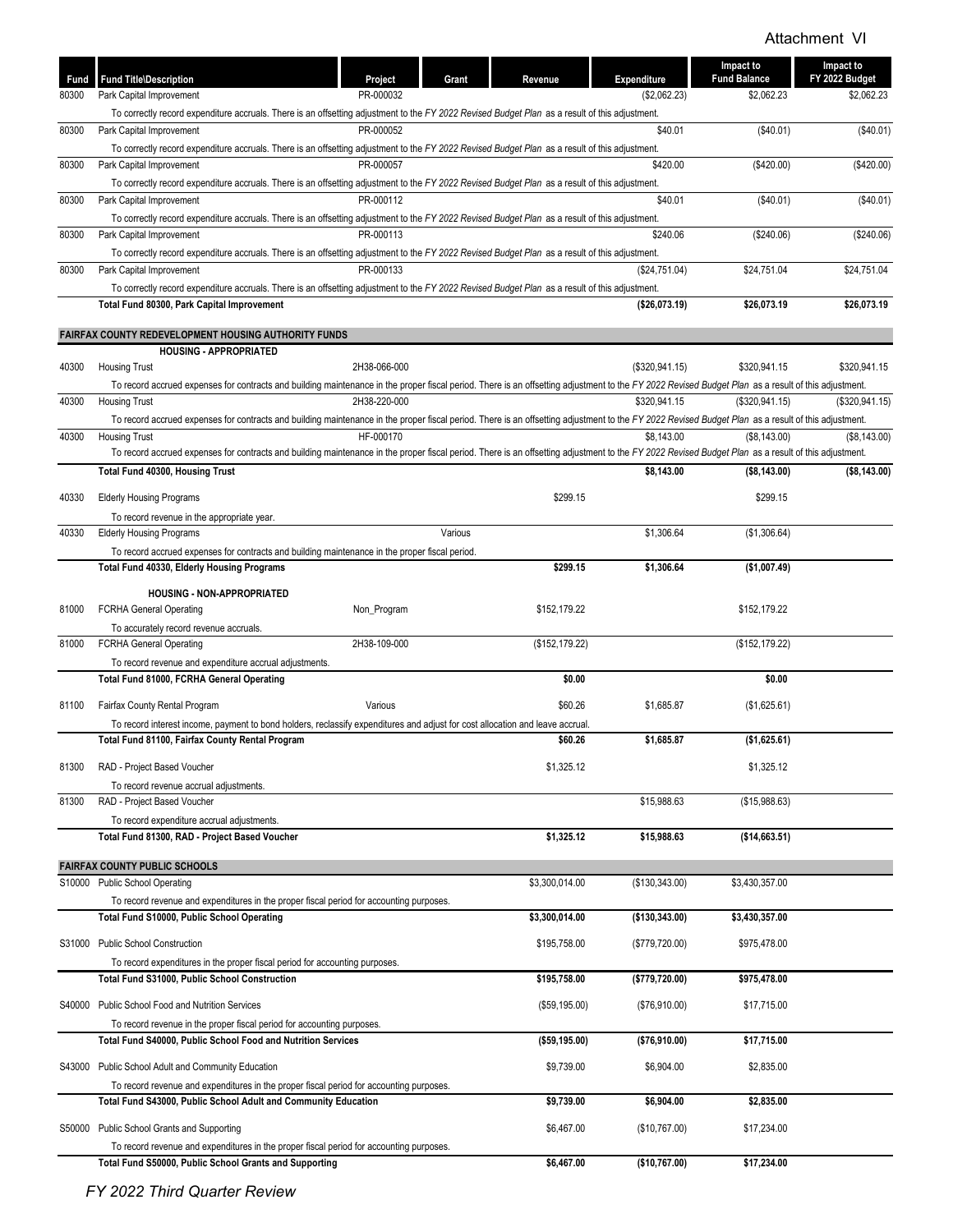Attachment VI

| Fund | Fund Title\Description | Project | Grant | Revenue | Expenditure | Impact to Fund Balance | Impact to FY 2022 Budget |
|---|---|---|---|---|---|---|---|
| 80300 | Park Capital Improvement | PR-000032 | | | ($2,062.23) | $2,062.23 | $2,062.23 |
| | To correctly record expenditure accruals. There is an offsetting adjustment to the *FY 2022 Revised Budget Plan* as a result of this adjustment. | | | | | | |
| 80300 | Park Capital Improvement | PR-000052 | | | $40.01 | ($40.01) | ($40.01) |
| | To correctly record expenditure accruals. There is an offsetting adjustment to the *FY 2022 Revised Budget Plan* as a result of this adjustment. | | | | | | |
| 80300 | Park Capital Improvement | PR-000057 | | | $420.00 | ($420.00) | ($420.00) |
| | To correctly record expenditure accruals. There is an offsetting adjustment to the *FY 2022 Revised Budget Plan* as a result of this adjustment. | | | | | | |
| 80300 | Park Capital Improvement | PR-000112 | | | $40.01 | ($40.01) | ($40.01) |
| | To correctly record expenditure accruals. There is an offsetting adjustment to the *FY 2022 Revised Budget Plan* as a result of this adjustment. | | | | | | |
| 80300 | Park Capital Improvement | PR-000113 | | | $240.06 | ($240.06) | ($240.06) |
| | To correctly record expenditure accruals. There is an offsetting adjustment to the *FY 2022 Revised Budget Plan* as a result of this adjustment. | | | | | | |
| 80300 | Park Capital Improvement | PR-000133 | | | ($24,751.04) | $24,751.04 | $24,751.04 |
| | To correctly record expenditure accruals. There is an offsetting adjustment to the *FY 2022 Revised Budget Plan* as a result of this adjustment. | | | | | | |
| | **Total Fund 80300, Park Capital Improvement** | | | | **($26,073.19)** | **$26,073.19** | **$26,073.19** |
| | **FAIRFAX COUNTY REDEVELOPMENT HOUSING AUTHORITY FUNDS** | | | | | | |
| | **HOUSING - APPROPRIATED** | | | | | | |
| 40300 | Housing Trust | 2H38-066-000 | | | ($320,941.15) | $320,941.15 | $320,941.15 |
| | To record accrued expenses for contracts and building maintenance in the proper fiscal period. There is an offsetting adjustment to the *FY 2022 Revised Budget Plan* as a result of this adjustment. | | | | | | |
| 40300 | Housing Trust | 2H38-220-000 | | | $320,941.15 | ($320,941.15) | ($320,941.15) |
| | To record accrued expenses for contracts and building maintenance in the proper fiscal period. There is an offsetting adjustment to the *FY 2022 Revised Budget Plan* as a result of this adjustment. | | | | | | |
| 40300 | Housing Trust | HF-000170 | | | $8,143.00 | ($8,143.00) | ($8,143.00) |
| | To record accrued expenses for contracts and building maintenance in the proper fiscal period. There is an offsetting adjustment to the *FY 2022 Revised Budget Plan* as a result of this adjustment. | | | | | | |
| | **Total Fund 40300, Housing Trust** | | | | **$8,143.00** | **($8,143.00)** | **($8,143.00)** |
| 40330 | Elderly Housing Programs | | | $299.15 | | $299.15 | |
| | To record revenue in the appropriate year. | | | | | | |
| 40330 | Elderly Housing Programs | | Various | | $1,306.64 | ($1,306.64) | |
| | To record accrued expenses for contracts and building maintenance in the proper fiscal period. | | | | | | |
| | **Total Fund 40330, Elderly Housing Programs** | | | **$299.15** | **$1,306.64** | **($1,007.49)** | |
| | **HOUSING - NON-APPROPRIATED** | | | | | | |
| 81000 | FCRHA General Operating | Non_Program | | $152,179.22 | | $152,179.22 | |
| | To accurately record revenue accruals. | | | | | | |
| 81000 | FCRHA General Operating | 2H38-109-000 | | ($152,179.22) | | ($152,179.22) | |
| | To record revenue and expenditure accrual adjustments. | | | | | | |
| | **Total Fund 81000, FCRHA General Operating** | | | **$0.00** | | **$0.00** | |
| 81100 | Fairfax County Rental Program | Various | | $60.26 | $1,685.87 | ($1,625.61) | |
| | To record interest income, payment to bond holders, reclassify expenditures and adjust for cost allocation and leave accrual. | | | | | | |
| | **Total Fund 81100, Fairfax County Rental Program** | | | **$60.26** | **$1,685.87** | **($1,625.61)** | |
| 81300 | RAD - Project Based Voucher | | | $1,325.12 | | $1,325.12 | |
| | To record revenue accrual adjustments. | | | | | | |
| 81300 | RAD - Project Based Voucher | | | | $15,988.63 | ($15,988.63) | |
| | To record expenditure accrual adjustments. | | | | | | |
| | **Total Fund 81300, RAD - Project Based Voucher** | | | **$1,325.12** | **$15,988.63** | **($14,663.51)** | |
| | **FAIRFAX COUNTY PUBLIC SCHOOLS** | | | | | | |
| S10000 | Public School Operating | | | $3,300,014.00 | ($130,343.00) | $3,430,357.00 | |
| | To record revenue and expenditures in the proper fiscal period for accounting purposes. | | | | | | |
| | **Total Fund S10000, Public School Operating** | | | **$3,300,014.00** | **($130,343.00)** | **$3,430,357.00** | |
| S31000 | Public School Construction | | | $195,758.00 | ($779,720.00) | $975,478.00 | |
| | To record expenditures in the proper fiscal period for accounting purposes. | | | | | | |
| | **Total Fund S31000, Public School Construction** | | | **$195,758.00** | **($779,720.00)** | **$975,478.00** | |
| S40000 | Public School Food and Nutrition Services | | | ($59,195.00) | ($76,910.00) | $17,715.00 | |
| | To record revenue in the proper fiscal period for accounting purposes. | | | | | | |
| | **Total Fund S40000, Public School Food and Nutrition Services** | | | **($59,195.00)** | **($76,910.00)** | **$17,715.00** | |
| S43000 | Public School Adult and Community Education | | | $9,739.00 | $6,904.00 | $2,835.00 | |
| | To record revenue and expenditures in the proper fiscal period for accounting purposes. | | | | | | |
| | **Total Fund S43000, Public School Adult and Community Education** | | | **$9,739.00** | **$6,904.00** | **$2,835.00** | |
| S50000 | Public School Grants and Supporting | | | $6,467.00 | ($10,767.00) | $17,234.00 | |
| | To record revenue and expenditures in the proper fiscal period for accounting purposes. | | | | | | |
| | **Total Fund S50000, Public School Grants and Supporting** | | | **$6,467.00** | **($10,767.00)** | **$17,234.00** | |

*FY 2022 Third Quarter Review*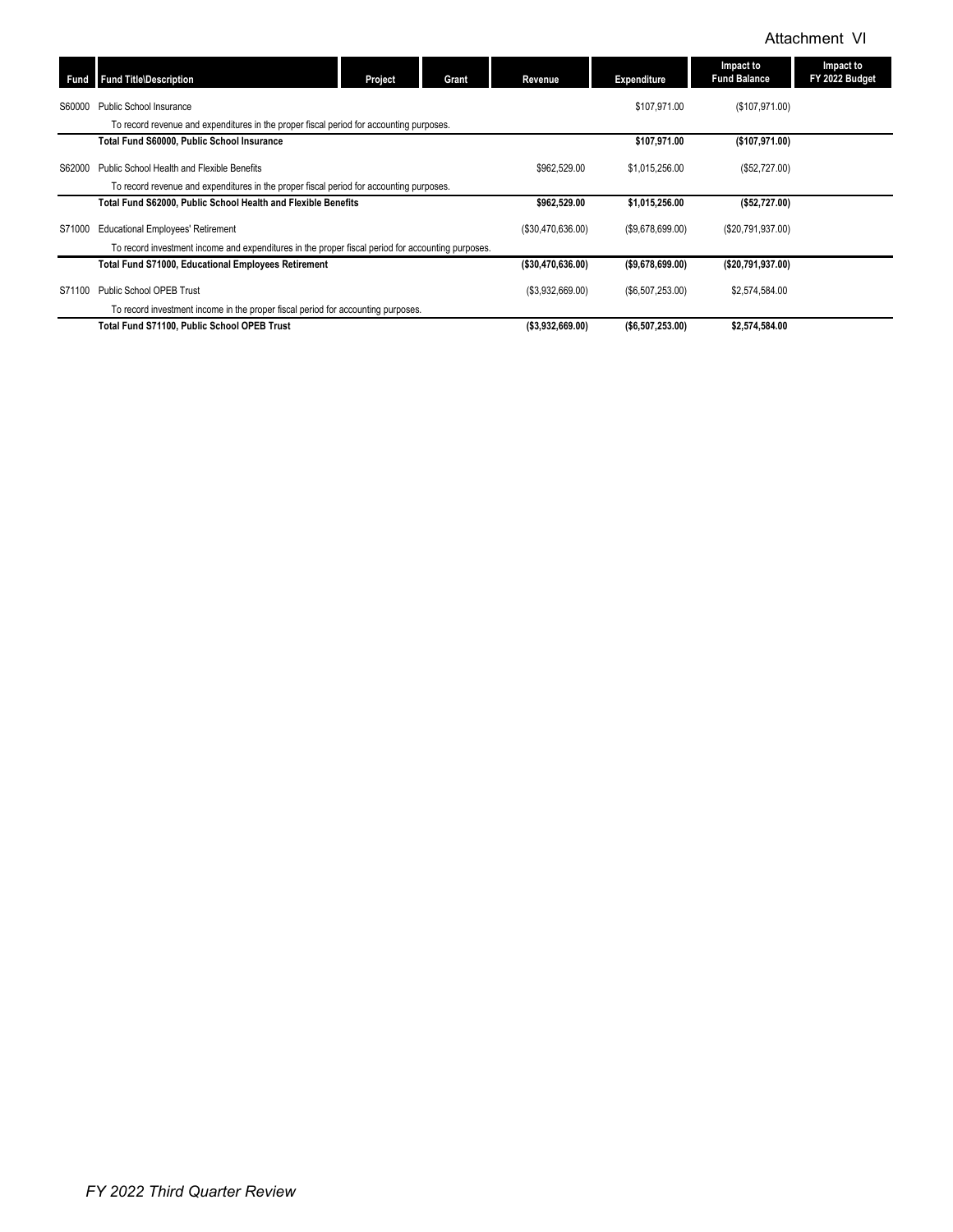Attachment VI

| Fund | Fund Title\Description | Project | Grant | Revenue | Expenditure | Impact to Fund Balance | Impact to FY 2022 Budget |
|---|---|---|---|---|---|---|---|
| S60000 | Public School Insurance | | | | $107,971.00 | ($107,971.00) | |
| | To record revenue and expenditures in the proper fiscal period for accounting purposes. | | | | | | |
| | **Total Fund S60000, Public School Insurance** | | | | **$107,971.00** | **($107,971.00)** | |
| S62000 | Public School Health and Flexible Benefits | | | $962,529.00 | $1,015,256.00 | ($52,727.00) | |
| | To record revenue and expenditures in the proper fiscal period for accounting purposes. | | | | | | |
| | **Total Fund S62000, Public School Health and Flexible Benefits** | | | **$962,529.00** | **$1,015,256.00** | **($52,727.00)** | |
| S71000 | Educational Employees' Retirement | | | ($30,470,636.00) | ($9,678,699.00) | ($20,791,937.00) | |
| | To record investment income and expenditures in the proper fiscal period for accounting purposes. | | | | | | |
| | **Total Fund S71000, Educational Employees Retirement** | | | **($30,470,636.00)** | **($9,678,699.00)** | **($20,791,937.00)** | |
| S71100 | Public School OPEB Trust | | | ($3,932,669.00) | ($6,507,253.00) | $2,574,584.00 | |
| | To record investment income in the proper fiscal period for accounting purposes. | | | | | | |
| | **Total Fund S71100, Public School OPEB Trust** | | | **($3,932,669.00)** | **($6,507,253.00)** | **$2,574,584.00** | |

*FY 2022 Third Quarter Review*